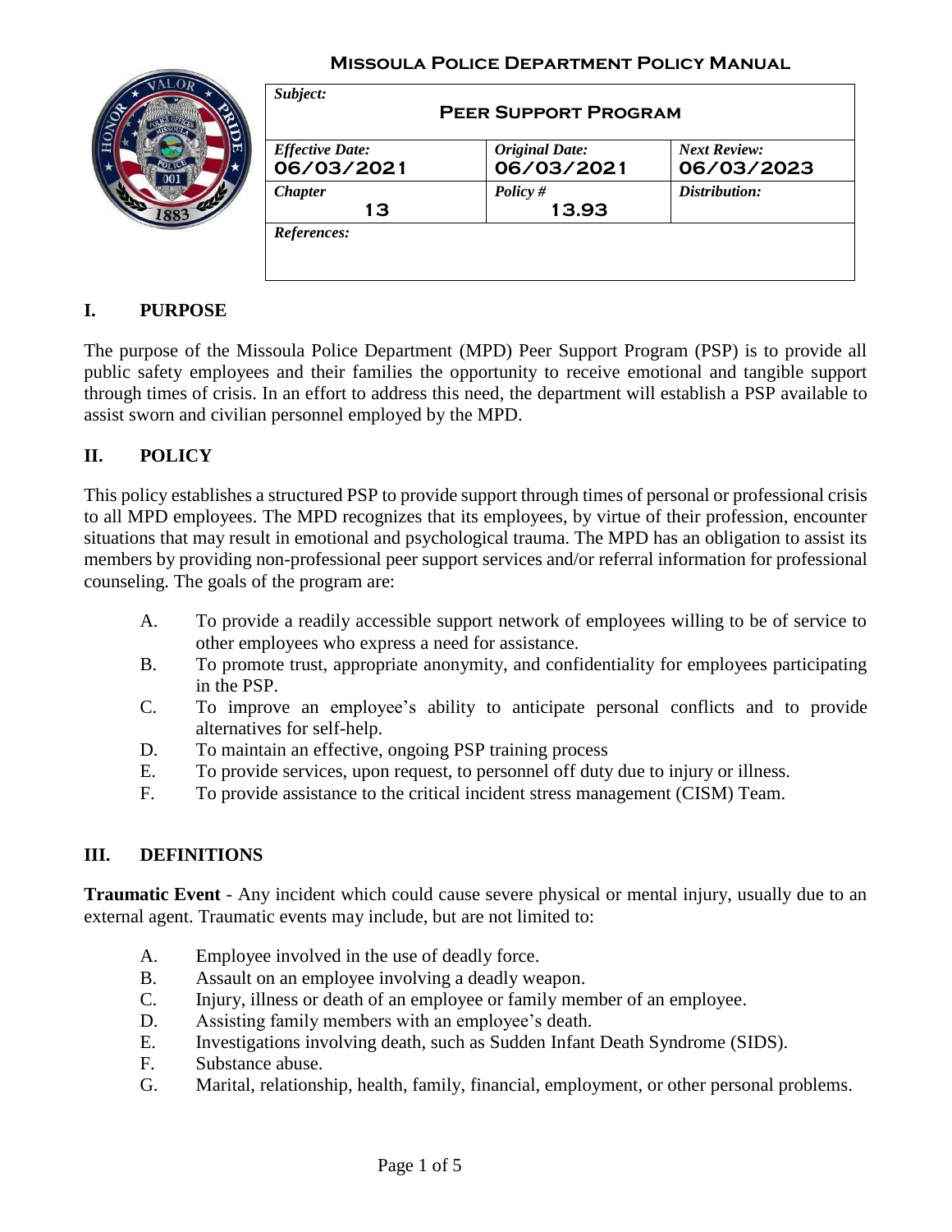**Missoula Police Department Policy Manual**

| *Subject:* **Peer Support Program** | | |
|---|---|---|
| *Effective Date:* **06/03/2021** | *Original Date:* **06/03/2021** | *Next Review:* **06/03/2023** |
| *Chapter* **13** | *Policy #* **13.93** | *Distribution:* |
| *References:* | | |

## I. PURPOSE

The purpose of the Missoula Police Department (MPD) Peer Support Program (PSP) is to provide all public safety employees and their families the opportunity to receive emotional and tangible support through times of crisis. In an effort to address this need, the department will establish a PSP available to assist sworn and civilian personnel employed by the MPD.

## II. POLICY

This policy establishes a structured PSP to provide support through times of personal or professional crisis to all MPD employees. The MPD recognizes that its employees, by virtue of their profession, encounter situations that may result in emotional and psychological trauma. The MPD has an obligation to assist its members by providing non-professional peer support services and/or referral information for professional counseling. The goals of the program are:

A. To provide a readily accessible support network of employees willing to be of service to other employees who express a need for assistance.
B. To promote trust, appropriate anonymity, and confidentiality for employees participating in the PSP.
C. To improve an employee's ability to anticipate personal conflicts and to provide alternatives for self-help.
D. To maintain an effective, ongoing PSP training process
E. To provide services, upon request, to personnel off duty due to injury or illness.
F. To provide assistance to the critical incident stress management (CISM) Team.

## III. DEFINITIONS

**Traumatic Event** - Any incident which could cause severe physical or mental injury, usually due to an external agent. Traumatic events may include, but are not limited to:

A. Employee involved in the use of deadly force.
B. Assault on an employee involving a deadly weapon.
C. Injury, illness or death of an employee or family member of an employee.
D. Assisting family members with an employee's death.
E. Investigations involving death, such as Sudden Infant Death Syndrome (SIDS).
F. Substance abuse.
G. Marital, relationship, health, family, financial, employment, or other personal problems.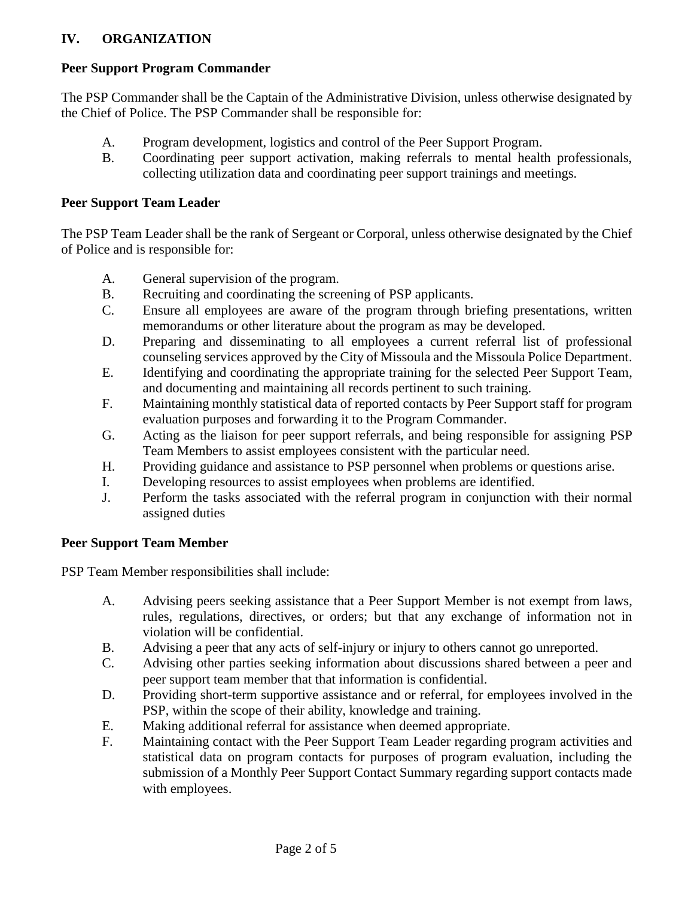## IV. ORGANIZATION

### Peer Support Program Commander

The PSP Commander shall be the Captain of the Administrative Division, unless otherwise designated by the Chief of Police. The PSP Commander shall be responsible for:

A. Program development, logistics and control of the Peer Support Program.

B. Coordinating peer support activation, making referrals to mental health professionals, collecting utilization data and coordinating peer support trainings and meetings.

### Peer Support Team Leader

The PSP Team Leader shall be the rank of Sergeant or Corporal, unless otherwise designated by the Chief of Police and is responsible for:

A. General supervision of the program.

B. Recruiting and coordinating the screening of PSP applicants.

C. Ensure all employees are aware of the program through briefing presentations, written memorandums or other literature about the program as may be developed.

D. Preparing and disseminating to all employees a current referral list of professional counseling services approved by the City of Missoula and the Missoula Police Department.

E. Identifying and coordinating the appropriate training for the selected Peer Support Team, and documenting and maintaining all records pertinent to such training.

F. Maintaining monthly statistical data of reported contacts by Peer Support staff for program evaluation purposes and forwarding it to the Program Commander.

G. Acting as the liaison for peer support referrals, and being responsible for assigning PSP Team Members to assist employees consistent with the particular need.

H. Providing guidance and assistance to PSP personnel when problems or questions arise.

I. Developing resources to assist employees when problems are identified.

J. Perform the tasks associated with the referral program in conjunction with their normal assigned duties

### Peer Support Team Member

PSP Team Member responsibilities shall include:

A. Advising peers seeking assistance that a Peer Support Member is not exempt from laws, rules, regulations, directives, or orders; but that any exchange of information not in violation will be confidential.

B. Advising a peer that any acts of self-injury or injury to others cannot go unreported.

C. Advising other parties seeking information about discussions shared between a peer and peer support team member that that information is confidential.

D. Providing short-term supportive assistance and or referral, for employees involved in the PSP, within the scope of their ability, knowledge and training.

E. Making additional referral for assistance when deemed appropriate.

F. Maintaining contact with the Peer Support Team Leader regarding program activities and statistical data on program contacts for purposes of program evaluation, including the submission of a Monthly Peer Support Contact Summary regarding support contacts made with employees.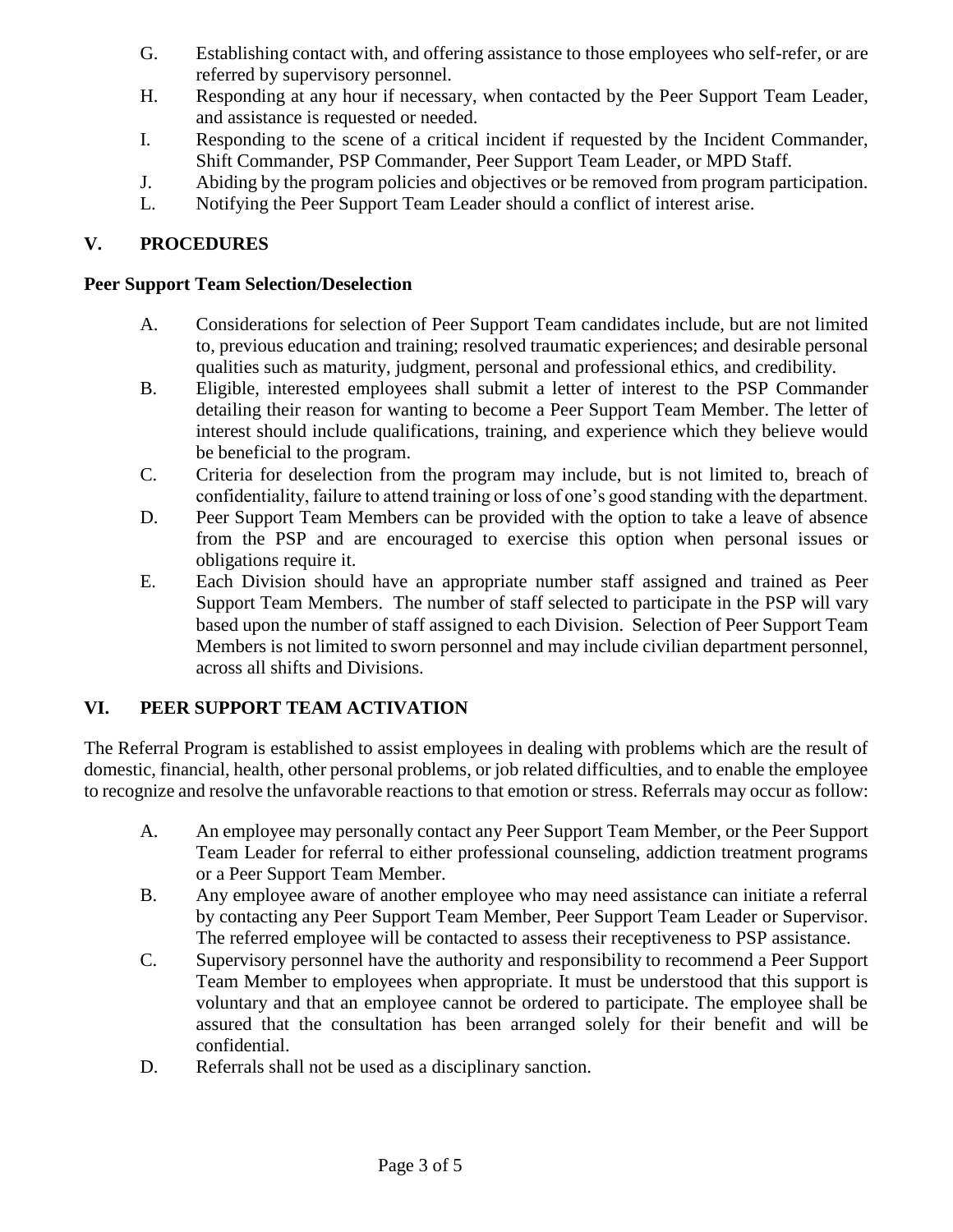G. Establishing contact with, and offering assistance to those employees who self-refer, or are referred by supervisory personnel.

H. Responding at any hour if necessary, when contacted by the Peer Support Team Leader, and assistance is requested or needed.

I. Responding to the scene of a critical incident if requested by the Incident Commander, Shift Commander, PSP Commander, Peer Support Team Leader, or MPD Staff.

J. Abiding by the program policies and objectives or be removed from program participation.

L. Notifying the Peer Support Team Leader should a conflict of interest arise.

## V. PROCEDURES

### Peer Support Team Selection/Deselection

A. Considerations for selection of Peer Support Team candidates include, but are not limited to, previous education and training; resolved traumatic experiences; and desirable personal qualities such as maturity, judgment, personal and professional ethics, and credibility.

B. Eligible, interested employees shall submit a letter of interest to the PSP Commander detailing their reason for wanting to become a Peer Support Team Member. The letter of interest should include qualifications, training, and experience which they believe would be beneficial to the program.

C. Criteria for deselection from the program may include, but is not limited to, breach of confidentiality, failure to attend training or loss of one's good standing with the department.

D. Peer Support Team Members can be provided with the option to take a leave of absence from the PSP and are encouraged to exercise this option when personal issues or obligations require it.

E. Each Division should have an appropriate number staff assigned and trained as Peer Support Team Members. The number of staff selected to participate in the PSP will vary based upon the number of staff assigned to each Division. Selection of Peer Support Team Members is not limited to sworn personnel and may include civilian department personnel, across all shifts and Divisions.

## VI. PEER SUPPORT TEAM ACTIVATION

The Referral Program is established to assist employees in dealing with problems which are the result of domestic, financial, health, other personal problems, or job related difficulties, and to enable the employee to recognize and resolve the unfavorable reactions to that emotion or stress. Referrals may occur as follow:

A. An employee may personally contact any Peer Support Team Member, or the Peer Support Team Leader for referral to either professional counseling, addiction treatment programs or a Peer Support Team Member.

B. Any employee aware of another employee who may need assistance can initiate a referral by contacting any Peer Support Team Member, Peer Support Team Leader or Supervisor. The referred employee will be contacted to assess their receptiveness to PSP assistance.

C. Supervisory personnel have the authority and responsibility to recommend a Peer Support Team Member to employees when appropriate. It must be understood that this support is voluntary and that an employee cannot be ordered to participate. The employee shall be assured that the consultation has been arranged solely for their benefit and will be confidential.

D. Referrals shall not be used as a disciplinary sanction.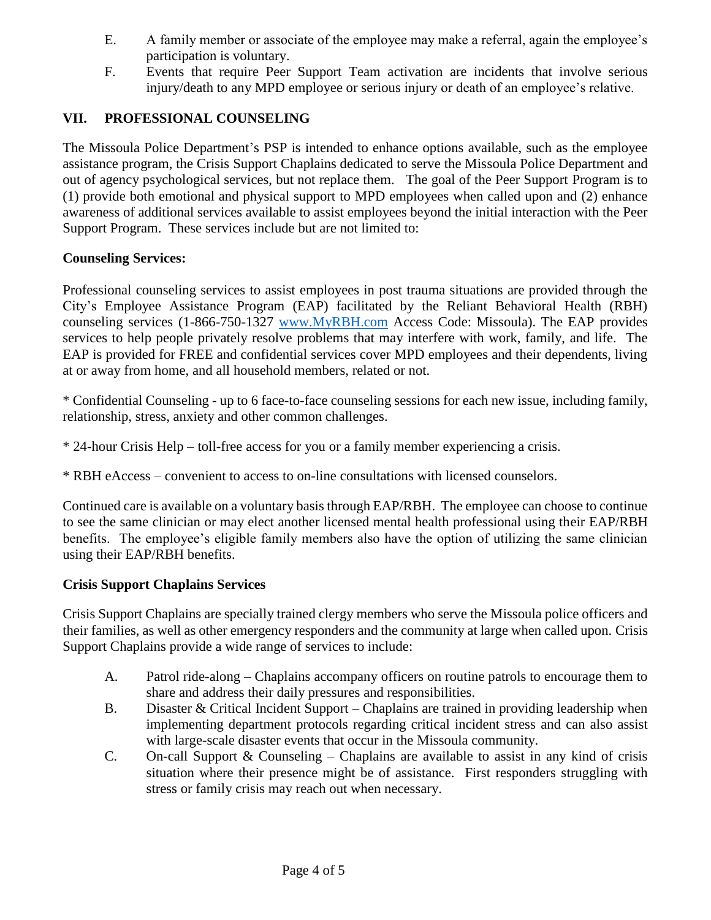E. A family member or associate of the employee may make a referral, again the employee's participation is voluntary.

F. Events that require Peer Support Team activation are incidents that involve serious injury/death to any MPD employee or serious injury or death of an employee's relative.

## VII. PROFESSIONAL COUNSELING

The Missoula Police Department's PSP is intended to enhance options available, such as the employee assistance program, the Crisis Support Chaplains dedicated to serve the Missoula Police Department and out of agency psychological services, but not replace them. The goal of the Peer Support Program is to (1) provide both emotional and physical support to MPD employees when called upon and (2) enhance awareness of additional services available to assist employees beyond the initial interaction with the Peer Support Program. These services include but are not limited to:

**Counseling Services:**

Professional counseling services to assist employees in post trauma situations are provided through the City's Employee Assistance Program (EAP) facilitated by the Reliant Behavioral Health (RBH) counseling services (1-866-750-1327 [www.MyRBH.com](http://www.MyRBH.com) Access Code: Missoula). The EAP provides services to help people privately resolve problems that may interfere with work, family, and life. The EAP is provided for FREE and confidential services cover MPD employees and their dependents, living at or away from home, and all household members, related or not.

* Confidential Counseling - up to 6 face-to-face counseling sessions for each new issue, including family, relationship, stress, anxiety and other common challenges.

* 24-hour Crisis Help – toll-free access for you or a family member experiencing a crisis.

* RBH eAccess – convenient to access to on-line consultations with licensed counselors.

Continued care is available on a voluntary basis through EAP/RBH. The employee can choose to continue to see the same clinician or may elect another licensed mental health professional using their EAP/RBH benefits. The employee's eligible family members also have the option of utilizing the same clinician using their EAP/RBH benefits.

**Crisis Support Chaplains Services**

Crisis Support Chaplains are specially trained clergy members who serve the Missoula police officers and their families, as well as other emergency responders and the community at large when called upon. Crisis Support Chaplains provide a wide range of services to include:

A. Patrol ride-along – Chaplains accompany officers on routine patrols to encourage them to share and address their daily pressures and responsibilities.

B. Disaster & Critical Incident Support – Chaplains are trained in providing leadership when implementing department protocols regarding critical incident stress and can also assist with large-scale disaster events that occur in the Missoula community.

C. On-call Support & Counseling – Chaplains are available to assist in any kind of crisis situation where their presence might be of assistance. First responders struggling with stress or family crisis may reach out when necessary.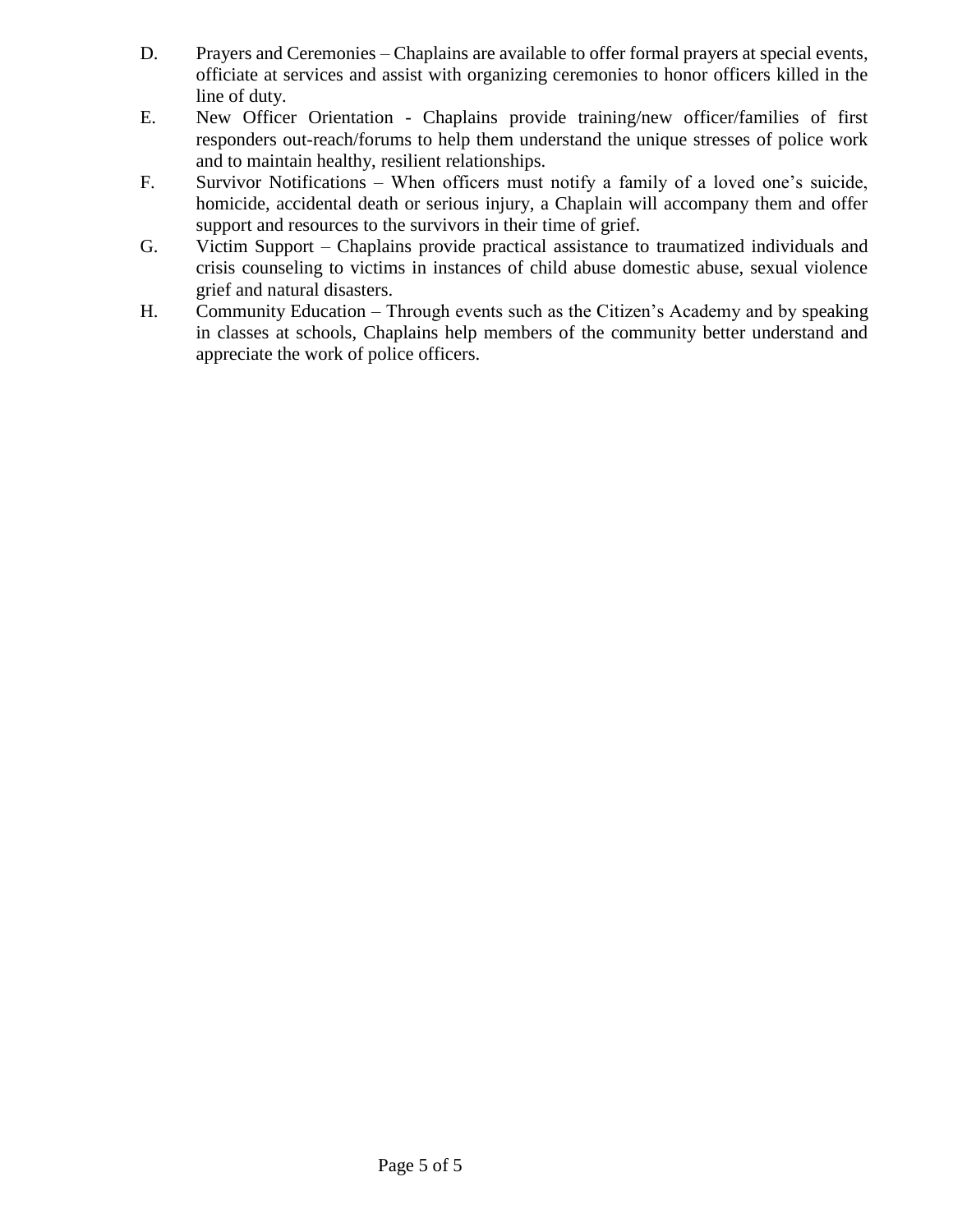D. Prayers and Ceremonies – Chaplains are available to offer formal prayers at special events, officiate at services and assist with organizing ceremonies to honor officers killed in the line of duty.

E. New Officer Orientation - Chaplains provide training/new officer/families of first responders out-reach/forums to help them understand the unique stresses of police work and to maintain healthy, resilient relationships.

F. Survivor Notifications – When officers must notify a family of a loved one's suicide, homicide, accidental death or serious injury, a Chaplain will accompany them and offer support and resources to the survivors in their time of grief.

G. Victim Support – Chaplains provide practical assistance to traumatized individuals and crisis counseling to victims in instances of child abuse domestic abuse, sexual violence grief and natural disasters.

H. Community Education – Through events such as the Citizen's Academy and by speaking in classes at schools, Chaplains help members of the community better understand and appreciate the work of police officers.